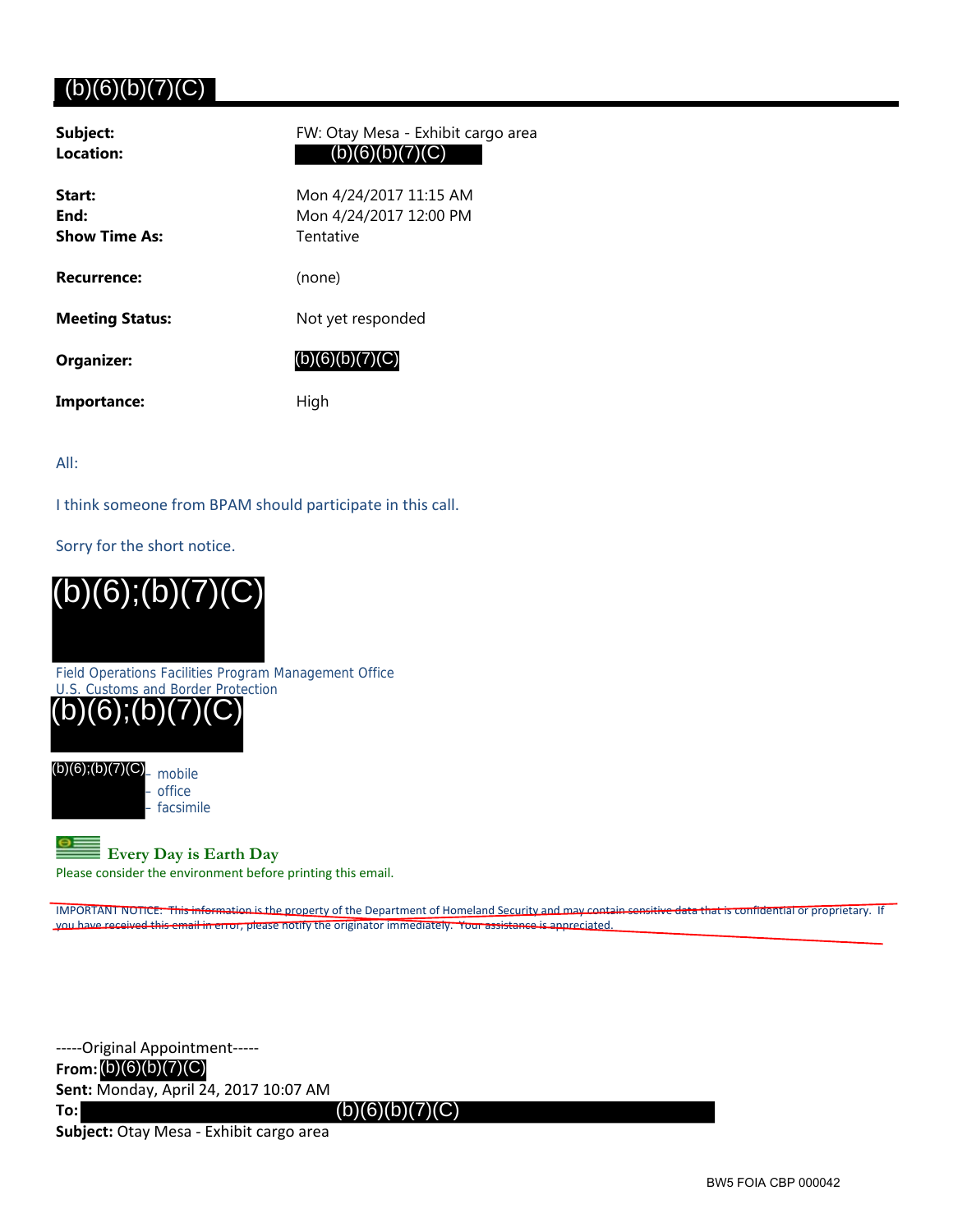# (b)(6)(b)(7)(C)

| | |
|---|---|
| **Subject:** | FW: Otay Mesa - Exhibit cargo area |
| **Location:** | (b)(6)(b)(7)(C) |
| **Start:** | Mon 4/24/2017 11:15 AM |
| **End:** | Mon 4/24/2017 12:00 PM |
| **Show Time As:** | Tentative |
| **Recurrence:** | (none) |
| **Meeting Status:** | Not yet responded |
| **Organizer:** | (b)(6)(b)(7)(C) |
| **Importance:** | High |

All:

I think someone from BPAM should participate in this call.

Sorry for the short notice.

(b)(6);(b)(7)(C)

Field Operations Facilities Program Management Office
U.S. Customs and Border Protection
(b)(6);(b)(7)(C)

(b)(6);(b)(7)(C) – mobile
– office
– facsimile

**Every Day is Earth Day**
Please consider the environment before printing this email.

~~IMPORTANT NOTICE: This information is the property of the Department of Homeland Security and may contain sensitive data that is confidential or proprietary. If you have received this email in error, please notify the originator immediately. Your assistance is appreciated.~~

-----Original Appointment-----
**From:** (b)(6)(b)(7)(C)
**Sent:** Monday, April 24, 2017 10:07 AM
**To:** (b)(6)(b)(7)(C)
**Subject:** Otay Mesa - Exhibit cargo area

BW5 FOIA CBP 000042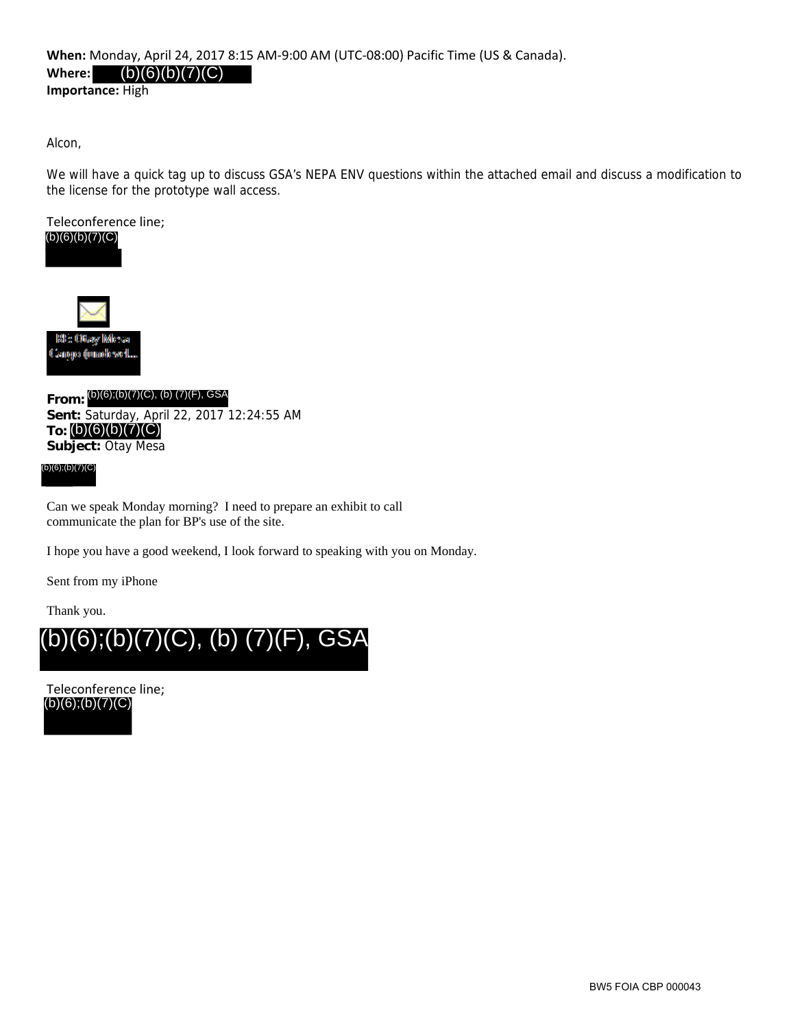**When:** Monday, April 24, 2017 8:15 AM-9:00 AM (UTC-08:00) Pacific Time (US & Canada).
**Where:** (b)(6)(b)(7)(C)
**Importance:** High

Alcon,

We will have a quick tag up to discuss GSA's NEPA ENV questions within the attached email and discuss a modification to the license for the prototype wall access.

Teleconference line;
(b)(6)(b)(7)(C)

RE: Otay Mesa Campo (unclassif...

**From:** (b)(6);(b)(7)(C), (b) (7)(F), GSA
**Sent:** Saturday, April 22, 2017 12:24:55 AM
**To:** (b)(6)(b)(7)(C)
**Subject:** Otay Mesa

(b)(6);(b)(7)(C)

Can we speak Monday morning? I need to prepare an exhibit to call communicate the plan for BP's use of the site.

I hope you have a good weekend, I look forward to speaking with you on Monday.

Sent from my iPhone

Thank you.

(b)(6);(b)(7)(C), (b) (7)(F), GSA

Teleconference line;
(b)(6);(b)(7)(C)

BW5 FOIA CBP 000043